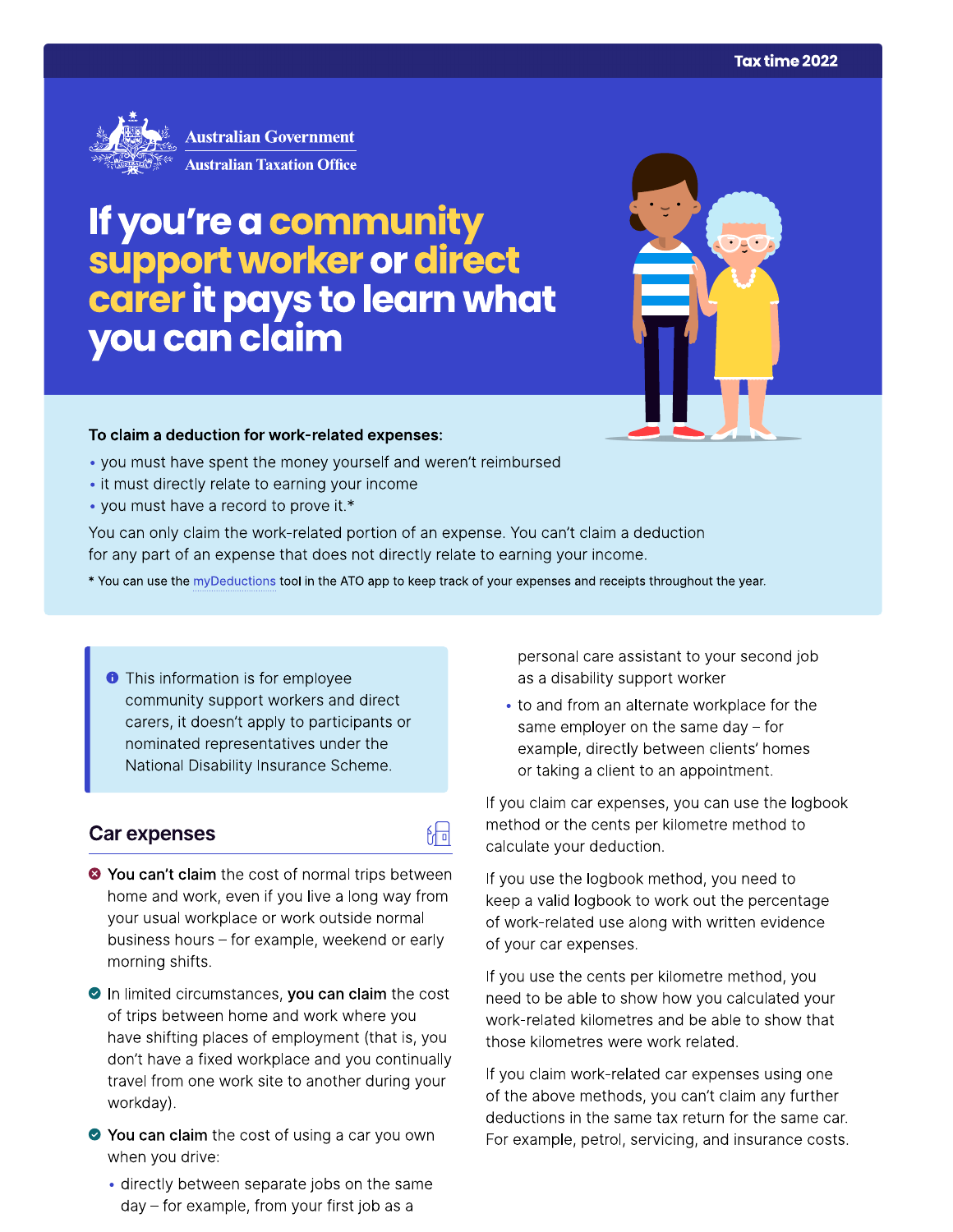Tax time 2022

Australian Government
Australian Taxation Office

# If you're a community support worker or direct carer it pays to learn what you can claim

**To claim a deduction for work-related expenses:**

- you must have spent the money yourself and weren't reimbursed
- it must directly relate to earning your income
- you must have a record to prove it.*

You can only claim the work-related portion of an expense. You can't claim a deduction for any part of an expense that does not directly relate to earning your income.

* You can use the myDeductions tool in the ATO app to keep track of your expenses and receipts throughout the year.

> This information is for employee community support workers and direct carers, it doesn't apply to participants or nominated representatives under the National Disability Insurance Scheme.

## Car expenses

**You can't claim** the cost of normal trips between home and work, even if you live a long way from your usual workplace or work outside normal business hours – for example, weekend or early morning shifts.

In limited circumstances, **you can claim** the cost of trips between home and work where you have shifting places of employment (that is, you don't have a fixed workplace and you continually travel from one work site to another during your workday).

**You can claim** the cost of using a car you own when you drive:

- directly between separate jobs on the same day – for example, from your first job as a personal care assistant to your second job as a disability support worker
- to and from an alternate workplace for the same employer on the same day – for example, directly between clients' homes or taking a client to an appointment.

If you claim car expenses, you can use the logbook method or the cents per kilometre method to calculate your deduction.

If you use the logbook method, you need to keep a valid logbook to work out the percentage of work-related use along with written evidence of your car expenses.

If you use the cents per kilometre method, you need to be able to show how you calculated your work-related kilometres and be able to show that those kilometres were work related.

If you claim work-related car expenses using one of the above methods, you can't claim any further deductions in the same tax return for the same car. For example, petrol, servicing, and insurance costs.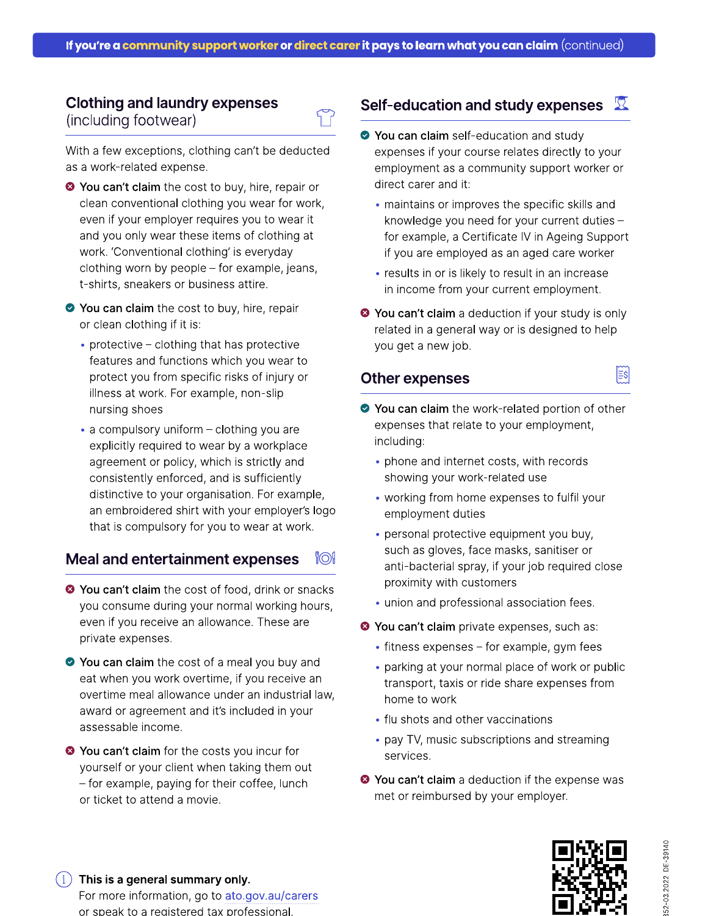**If you're a community support worker or direct carer it pays to learn what you can claim** (continued)

## Clothing and laundry expenses (including footwear)

With a few exceptions, clothing can't be deducted as a work-related expense.

- **You can't claim** the cost to buy, hire, repair or clean conventional clothing you wear for work, even if your employer requires you to wear it and you only wear these items of clothing at work. 'Conventional clothing' is everyday clothing worn by people – for example, jeans, t-shirts, sneakers or business attire.
- **You can claim** the cost to buy, hire, repair or clean clothing if it is:
  - protective – clothing that has protective features and functions which you wear to protect you from specific risks of injury or illness at work. For example, non-slip nursing shoes
  - a compulsory uniform – clothing you are explicitly required to wear by a workplace agreement or policy, which is strictly and consistently enforced, and is sufficiently distinctive to your organisation. For example, an embroidered shirt with your employer's logo that is compulsory for you to wear at work.

## Meal and entertainment expenses

- **You can't claim** the cost of food, drink or snacks you consume during your normal working hours, even if you receive an allowance. These are private expenses.
- **You can claim** the cost of a meal you buy and eat when you work overtime, if you receive an overtime meal allowance under an industrial law, award or agreement and it's included in your assessable income.
- **You can't claim** for the costs you incur for yourself or your client when taking them out – for example, paying for their coffee, lunch or ticket to attend a movie.

## Self-education and study expenses

- **You can claim** self-education and study expenses if your course relates directly to your employment as a community support worker or direct carer and it:
  - maintains or improves the specific skills and knowledge you need for your current duties – for example, a Certificate IV in Ageing Support if you are employed as an aged care worker
  - results in or is likely to result in an increase in income from your current employment.
- **You can't claim** a deduction if your study is only related in a general way or is designed to help you get a new job.

## Other expenses

- **You can claim** the work-related portion of other expenses that relate to your employment, including:
  - phone and internet costs, with records showing your work-related use
  - working from home expenses to fulfil your employment duties
  - personal protective equipment you buy, such as gloves, face masks, sanitiser or anti-bacterial spray, if your job required close proximity with customers
  - union and professional association fees.
- **You can't claim** private expenses, such as:
  - fitness expenses – for example, gym fees
  - parking at your normal place of work or public transport, taxis or ride share expenses from home to work
  - flu shots and other vaccinations
  - pay TV, music subscriptions and streaming services.
- **You can't claim** a deduction if the expense was met or reimbursed by your employer.

**This is a general summary only.**
For more information, go to ato.gov.au/carers or speak to a registered tax professional.